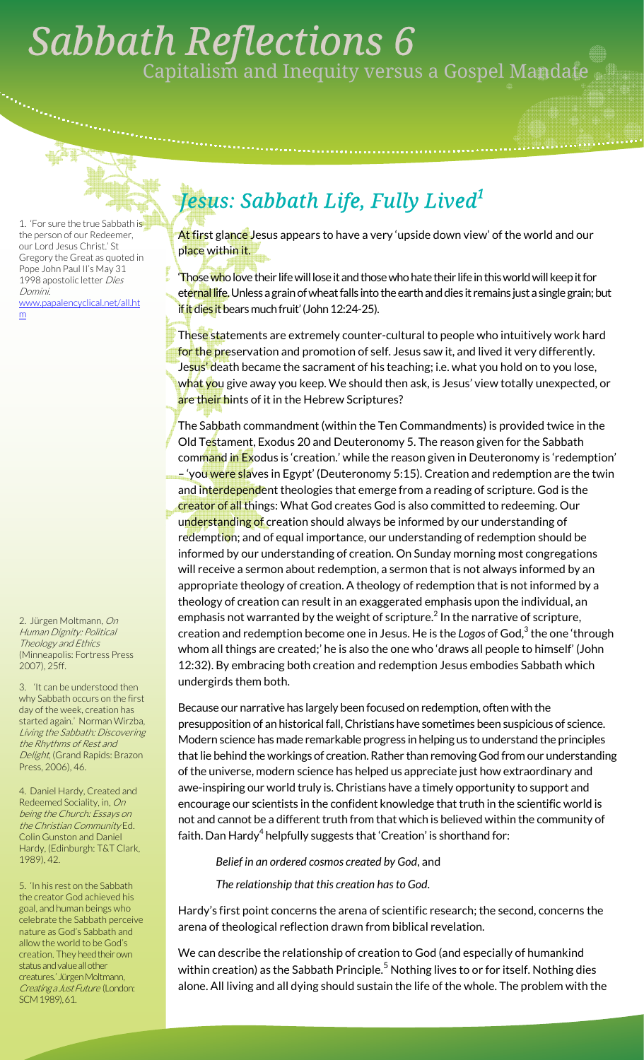# Sabbath Reflections 6

## Capitalism and Inequity versus a Gospel Mandate

## *Jesus: Sabbath Life, Fully Lived*[1]

At first glance Jesus appears to have a very 'upside down view' of the world and our place within it.

'Those who love their life will lose it and those who hate their life in this world will keep it for eternal life. Unless a grain of wheat falls into the earth and dies it remains just a single grain; but if it dies it bears much fruit' (John 12:24-25).

These statements are extremely counter-cultural to people who intuitively work hard for the preservation and promotion of self. Jesus saw it, and lived it very differently. Jesus' death became the sacrament of his teaching; i.e. what you hold on to you lose, what you give away you keep. We should then ask, is Jesus' view totally unexpected, or are their hints of it in the Hebrew Scriptures?

The Sabbath commandment (within the Ten Commandments) is provided twice in the Old Testament, Exodus 20 and Deuteronomy 5. The reason given for the Sabbath command in Exodus is 'creation.' while the reason given in Deuteronomy is 'redemption' – 'you were slaves in Egypt' (Deuteronomy 5:15). Creation and redemption are the twin and interdependent theologies that emerge from a reading of scripture. God is the creator of all things: What God creates God is also committed to redeeming. Our understanding of creation should always be informed by our understanding of redemption; and of equal importance, our understanding of redemption should be informed by our understanding of creation. On Sunday morning most congregations will receive a sermon about redemption, a sermon that is not always informed by an appropriate theology of creation. A theology of redemption that is not informed by a theology of creation can result in an exaggerated emphasis upon the individual, an emphasis not warranted by the weight of scripture.[2] In the narrative of scripture, creation and redemption become one in Jesus. He is the *Logos* of God,[3] the one 'through whom all things are created;' he is also the one who 'draws all people to himself' (John 12:32). By embracing both creation and redemption Jesus embodies Sabbath which undergirds them both.

Because our narrative has largely been focused on redemption, often with the presupposition of an historical fall, Christians have sometimes been suspicious of science. Modern science has made remarkable progress in helping us to understand the principles that lie behind the workings of creation. Rather than removing God from our understanding of the universe, modern science has helped us appreciate just how extraordinary and awe-inspiring our world truly is. Christians have a timely opportunity to support and encourage our scientists in the confident knowledge that truth in the scientific world is not and cannot be a different truth from that which is believed within the community of faith. Dan Hardy[4] helpfully suggests that 'Creation' is shorthand for:

> *Belief in an ordered cosmos created by God*, and
>
> *The relationship that this creation has to God*.

Hardy's first point concerns the arena of scientific research; the second, concerns the arena of theological reflection drawn from biblical revelation.

We can describe the relationship of creation to God (and especially of humankind within creation) as the Sabbath Principle.[5] Nothing lives to or for itself. Nothing dies alone. All living and all dying should sustain the life of the whole. The problem with the

---

1. 'For sure the true Sabbath is the person of our Redeemer, our Lord Jesus Christ.' St Gregory the Great as quoted in Pope John Paul II's May 31 1998 apostolic letter *Dies Domini*. www.papalencyclical.net/all.htm

2. Jürgen Moltmann, *On Human Dignity: Political Theology and Ethics* (Minneapolis: Fortress Press 2007), 25ff.

3. 'It can be understood then why Sabbath occurs on the first day of the week, creation has started again.' Norman Wirzba, *Living the Sabbath: Discovering the Rhythms of Rest and Delight*, (Grand Rapids: Brazon Press, 2006), 46.

4. Daniel Hardy, Created and Redeemed Sociality, in, *On being the Church: Essays on the Christian Community* Ed. Colin Gunston and Daniel Hardy, (Edinburgh: T&T Clark, 1989), 42.

5. 'In his rest on the Sabbath the creator God achieved his goal, and human beings who celebrate the Sabbath perceive nature as God's Sabbath and allow the world to be God's creation. They heed their own status and value all other creatures.' Jürgen Moltmann, *Creating a Just Future* (London: SCM 1989), 61.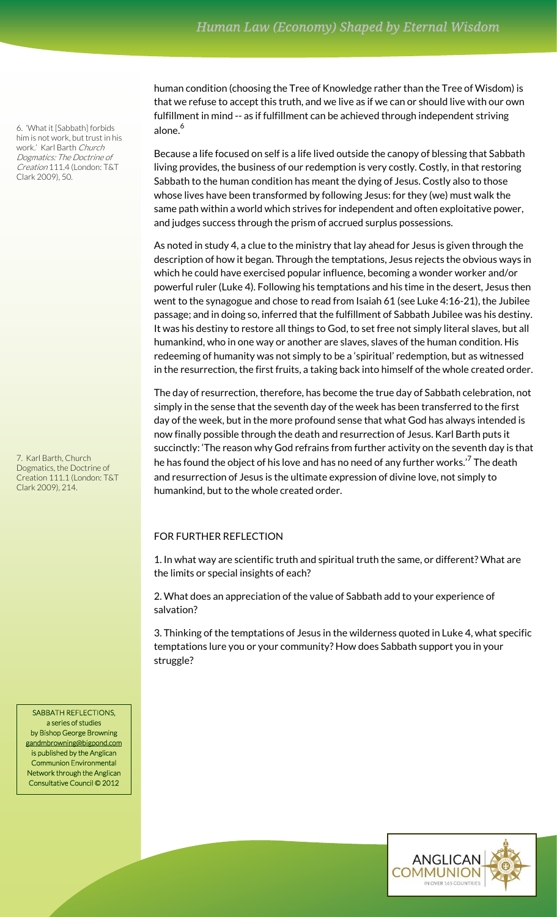human condition (choosing the Tree of Knowledge rather than the Tree of Wisdom) is that we refuse to accept this truth, and we live as if we can or should live with our own fulfillment in mind -- as if fulfillment can be achieved through independent striving alone.[6]

Because a life focused on self is a life lived outside the canopy of blessing that Sabbath living provides, the business of our redemption is very costly. Costly, in that restoring Sabbath to the human condition has meant the dying of Jesus. Costly also to those whose lives have been transformed by following Jesus: for they (we) must walk the same path within a world which strives for independent and often exploitative power, and judges success through the prism of accrued surplus possessions.

As noted in study 4, a clue to the ministry that lay ahead for Jesus is given through the description of how it began. Through the temptations, Jesus rejects the obvious ways in which he could have exercised popular influence, becoming a wonder worker and/or powerful ruler (Luke 4). Following his temptations and his time in the desert, Jesus then went to the synagogue and chose to read from Isaiah 61 (see Luke 4:16-21), the Jubilee passage; and in doing so, inferred that the fulfillment of Sabbath Jubilee was his destiny. It was his destiny to restore all things to God, to set free not simply literal slaves, but all humankind, who in one way or another are slaves, slaves of the human condition. His redeeming of humanity was not simply to be a 'spiritual' redemption, but as witnessed in the resurrection, the first fruits, a taking back into himself of the whole created order.

The day of resurrection, therefore, has become the true day of Sabbath celebration, not simply in the sense that the seventh day of the week has been transferred to the first day of the week, but in the more profound sense that what God has always intended is now finally possible through the death and resurrection of Jesus. Karl Barth puts it succinctly: 'The reason why God refrains from further activity on the seventh day is that he has found the object of his love and has no need of any further works.'[7] The death and resurrection of Jesus is the ultimate expression of divine love, not simply to humankind, but to the whole created order.

6. 'What it [Sabbath] forbids him is not work, but trust in his work.' Karl Barth *Church Dogmatics: The Doctrine of Creation* 111.4 (London: T&T Clark 2009), 50.

7. Karl Barth, Church Dogmatics, the Doctrine of Creation 111.1 (London: T&T Clark 2009), 214.

## FOR FURTHER REFLECTION

1. In what way are scientific truth and spiritual truth the same, or different? What are the limits or special insights of each?

2. What does an appreciation of the value of Sabbath add to your experience of salvation?

3. Thinking of the temptations of Jesus in the wilderness quoted in Luke 4, what specific temptations lure you or your community? How does Sabbath support you in your struggle?

SABBATH REFLECTIONS, a series of studies by Bishop George Browning gandmbrowning@bigpond.com is published by the Anglican Communion Environmental Network through the Anglican Consultative Council © 2012